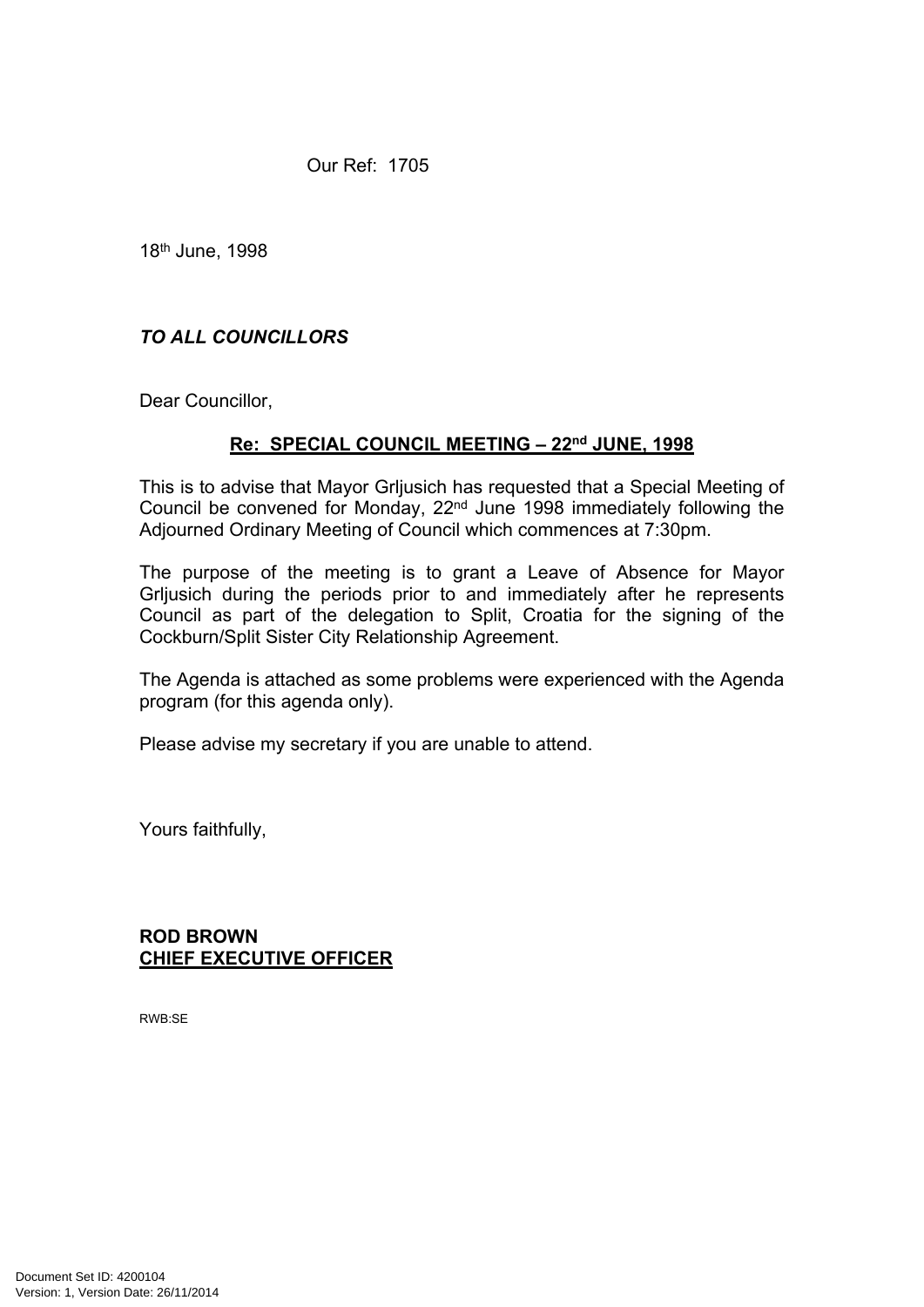Our Ref: 1705

18th June, 1998

***TO ALL COUNCILLORS***

Dear Councillor,

**Re: SPECIAL COUNCIL MEETING – 22nd JUNE, 1998**

This is to advise that Mayor Grljusich has requested that a Special Meeting of Council be convened for Monday, 22nd June 1998 immediately following the Adjourned Ordinary Meeting of Council which commences at 7:30pm.

The purpose of the meeting is to grant a Leave of Absence for Mayor Grljusich during the periods prior to and immediately after he represents Council as part of the delegation to Split, Croatia for the signing of the Cockburn/Split Sister City Relationship Agreement.

The Agenda is attached as some problems were experienced with the Agenda program (for this agenda only).

Please advise my secretary if you are unable to attend.

Yours faithfully,

**ROD BROWN**
**CHIEF EXECUTIVE OFFICER**

RWB:SE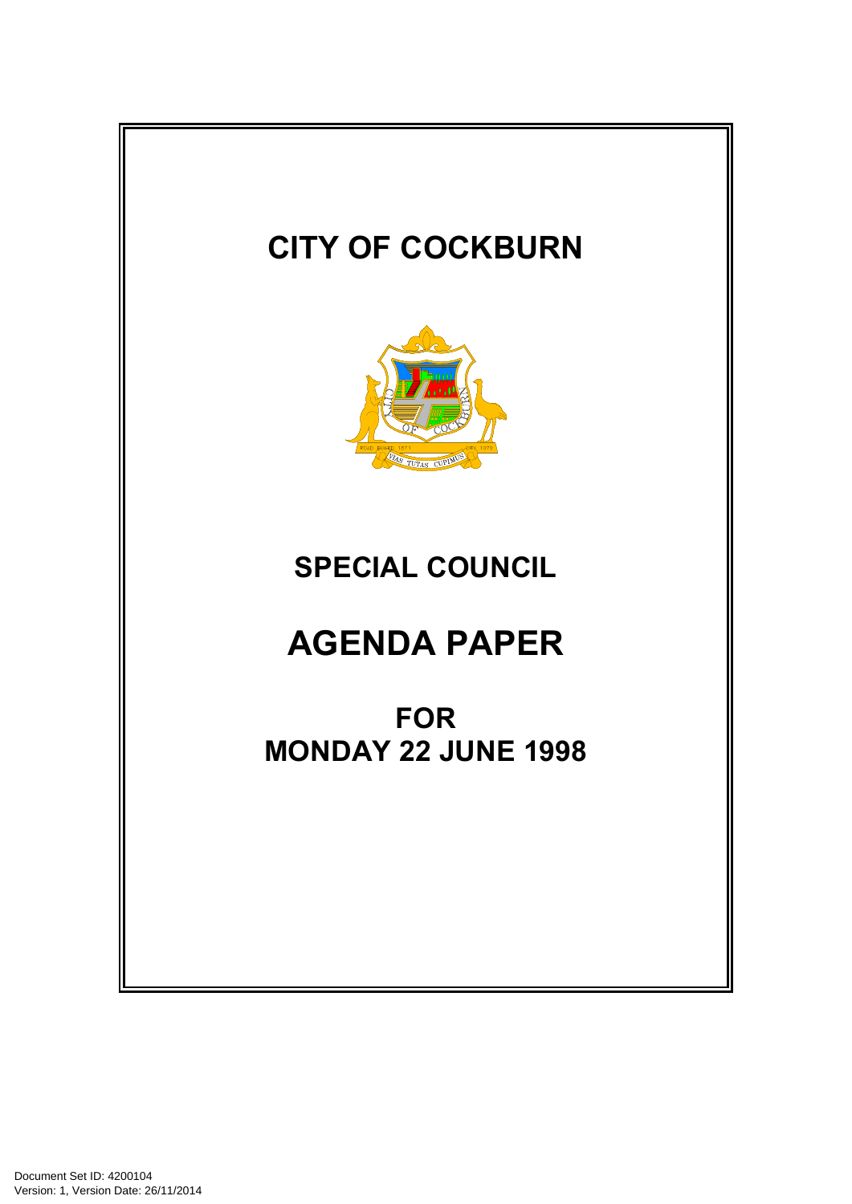# CITY OF COCKBURN

# SPECIAL COUNCIL

# AGENDA PAPER

## FOR
## MONDAY 22 JUNE 1998

Document Set ID: 4200104
Version: 1, Version Date: 26/11/2014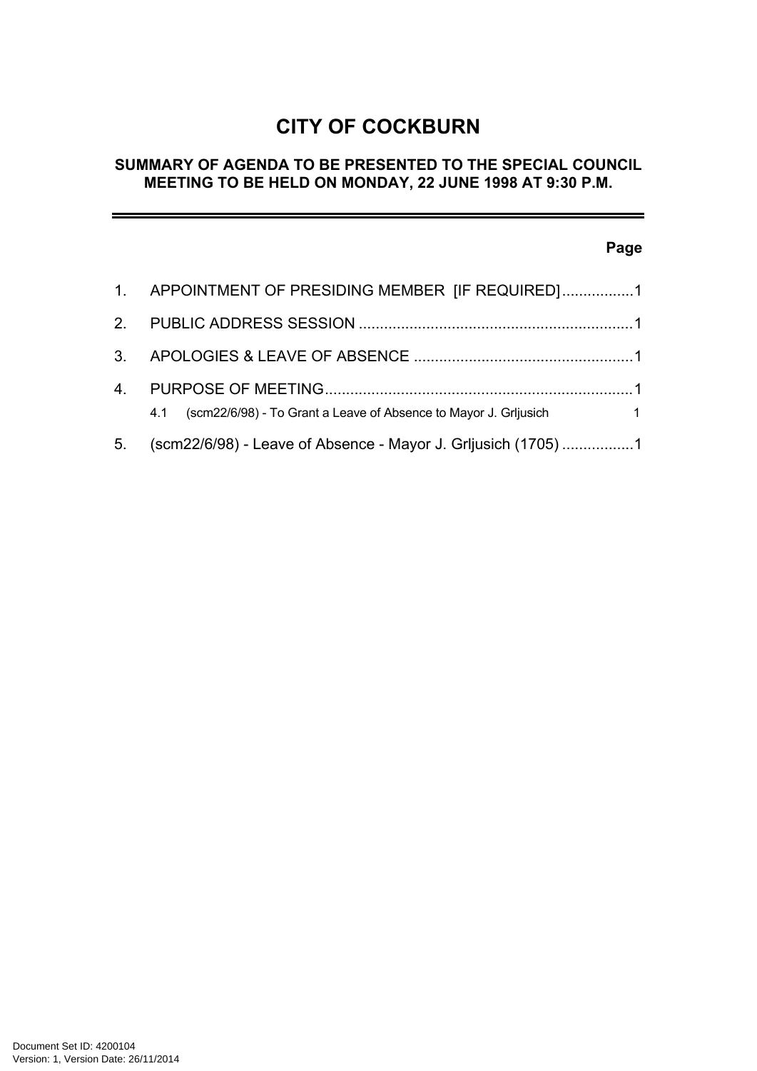# CITY OF COCKBURN

## SUMMARY OF AGENDA TO BE PRESENTED TO THE SPECIAL COUNCIL MEETING TO BE HELD ON MONDAY, 22 JUNE 1998 AT 9:30 P.M.

**Page**

1. APPOINTMENT OF PRESIDING MEMBER [IF REQUIRED] ................ 1
2. PUBLIC ADDRESS SESSION ................ 1
3. APOLOGIES & LEAVE OF ABSENCE ................ 1
4. PURPOSE OF MEETING ................ 1
   - 4.1 (scm22/6/98) - To Grant a Leave of Absence to Mayor J. Grljusich 1
5. (scm22/6/98) - Leave of Absence - Mayor J. Grljusich (1705) ................ 1

Document Set ID: 4200104
Version: 1, Version Date: 26/11/2014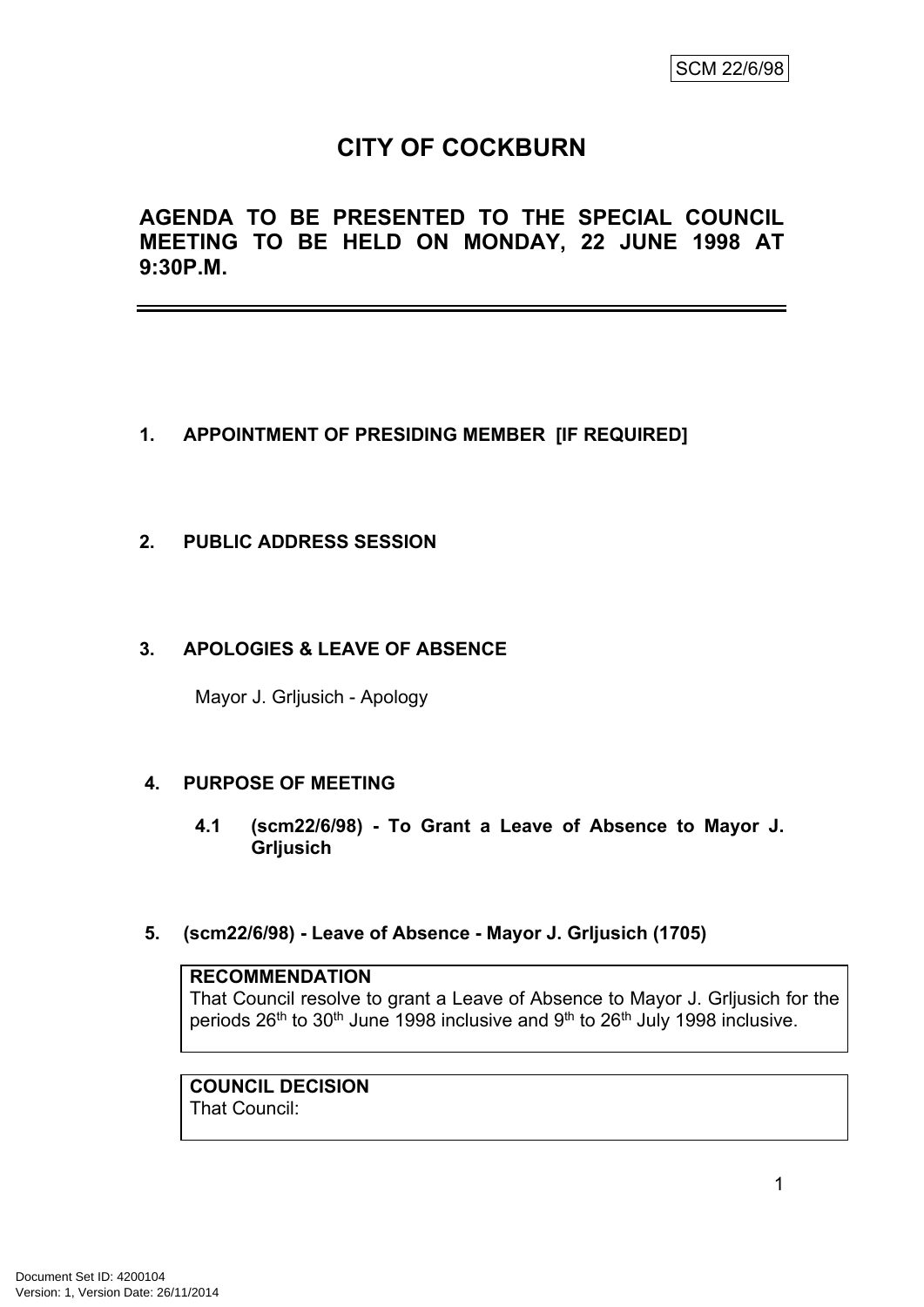SCM 22/6/98

# CITY OF COCKBURN

## AGENDA TO BE PRESENTED TO THE SPECIAL COUNCIL MEETING TO BE HELD ON MONDAY, 22 JUNE 1998 AT 9:30P.M.

---

### 1. APPOINTMENT OF PRESIDING MEMBER [IF REQUIRED]

### 2. PUBLIC ADDRESS SESSION

### 3. APOLOGIES & LEAVE OF ABSENCE

Mayor J. Grljusich - Apology

### 4. PURPOSE OF MEETING

**4.1 (scm22/6/98) - To Grant a Leave of Absence to Mayor J. Grljusich**

### 5. (scm22/6/98) - Leave of Absence - Mayor J. Grljusich (1705)

| **RECOMMENDATION** |
| --- |
| That Council resolve to grant a Leave of Absence to Mayor J. Grljusich for the periods 26th to 30th June 1998 inclusive and 9th to 26th July 1998 inclusive. |

| **COUNCIL DECISION** |
| --- |
| That Council: |

Document Set ID: 4200104
Version: 1, Version Date: 26/11/2014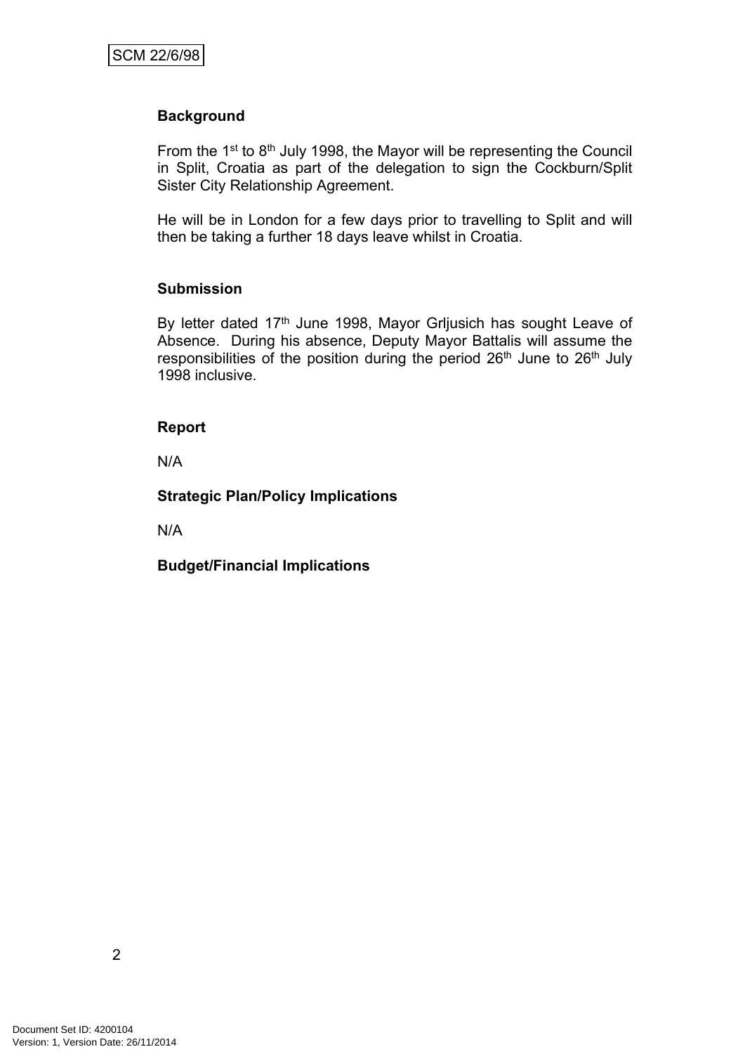## Background

From the 1st to 8th July 1998, the Mayor will be representing the Council in Split, Croatia as part of the delegation to sign the Cockburn/Split Sister City Relationship Agreement.

He will be in London for a few days prior to travelling to Split and will then be taking a further 18 days leave whilst in Croatia.

## Submission

By letter dated 17th June 1998, Mayor Grljusich has sought Leave of Absence. During his absence, Deputy Mayor Battalis will assume the responsibilities of the position during the period 26th June to 26th July 1998 inclusive.

## Report

N/A

## Strategic Plan/Policy Implications

N/A

## Budget/Financial Implications